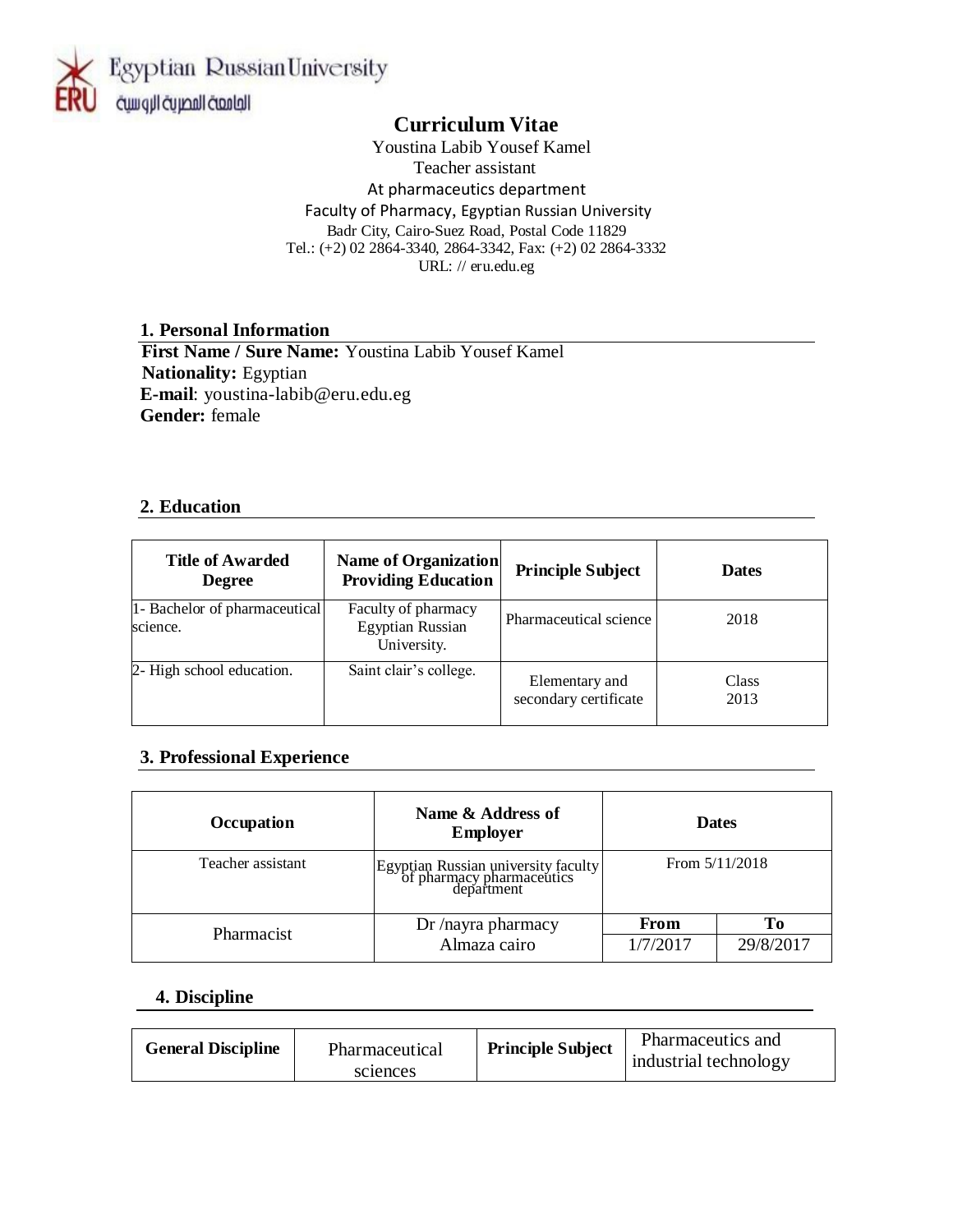Egyptian Russian University
الجامعة المصرية الروسية

# Curriculum Vitae

Youstina Labib Yousef Kamel
Teacher assistant
At pharmaceutics department
Faculty of Pharmacy, Egyptian Russian University
Badr City, Cairo-Suez Road, Postal Code 11829
Tel.: (+2) 02 2864-3340, 2864-3342, Fax: (+2) 02 2864-3332
URL: // eru.edu.eg

## 1. Personal Information

**First Name / Sure Name:** Youstina Labib Yousef Kamel
**Nationality:** Egyptian
**E-mail**: youstina-labib@eru.edu.eg
**Gender:** female

## 2. Education

| Title of Awarded Degree | Name of Organization Providing Education | Principle Subject | Dates |
|---|---|---|---|
| 1- Bachelor of pharmaceutical science. | Faculty of pharmacy Egyptian Russian University. | Pharmaceutical science | 2018 |
| 2- High school education. | Saint clair's college. | Elementary and secondary certificate | Class 2013 |

## 3. Professional Experience

| Occupation | Name & Address of Employer | Dates | |
|---|---|---|---|
| Teacher assistant | Egyptian Russian university faculty of pharmacy pharmaceutics department | From 5/11/2018 | |
| | | **From** | **To** |
| Pharmacist | Dr /nayra pharmacy Almaza cairo | 1/7/2017 | 29/8/2017 |

## 4. Discipline

| General Discipline | Pharmaceutical sciences | Principle Subject | Pharmaceutics and industrial technology |
|---|---|---|---|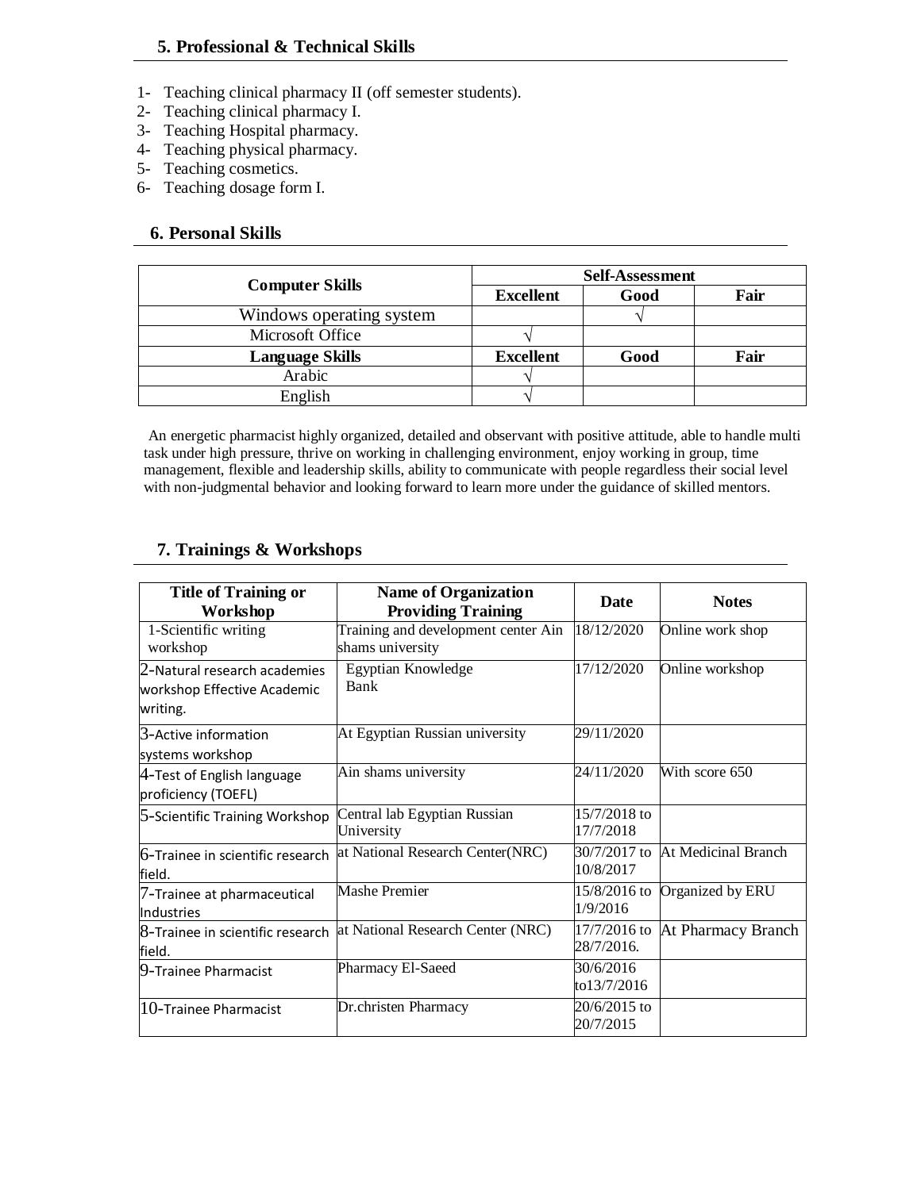## 5. Professional & Technical Skills

1- Teaching clinical pharmacy II (off semester students).
2- Teaching clinical pharmacy I.
3- Teaching Hospital pharmacy.
4- Teaching physical pharmacy.
5- Teaching cosmetics.
6- Teaching dosage form I.

## 6. Personal Skills

| Computer Skills | Self-Assessment | | |
|---|---|---|---|
| | **Excellent** | **Good** | **Fair** |
| Windows operating system | | √ | |
| Microsoft Office | √ | | |
| **Language Skills** | **Excellent** | **Good** | **Fair** |
| Arabic | √ | | |
| English | √ | | |

An energetic pharmacist highly organized, detailed and observant with positive attitude, able to handle multi task under high pressure, thrive on working in challenging environment, enjoy working in group, time management, flexible and leadership skills, ability to communicate with people regardless their social level with non-judgmental behavior and looking forward to learn more under the guidance of skilled mentors.

## 7. Trainings & Workshops

| Title of Training or Workshop | Name of Organization Providing Training | Date | Notes |
|---|---|---|---|
| 1-Scientific writing workshop | Training and development center Ain shams university | 18/12/2020 | Online work shop |
| 2-Natural research academies workshop Effective Academic writing. | Egyptian Knowledge Bank | 17/12/2020 | Online workshop |
| 3-Active information systems workshop | At Egyptian Russian university | 29/11/2020 | |
| 4-Test of English language proficiency (TOEFL) | Ain shams university | 24/11/2020 | With score 650 |
| 5-Scientific Training Workshop | Central lab Egyptian Russian University | 15/7/2018 to 17/7/2018 | |
| 6-Trainee in scientific research field. | at National Research Center(NRC) | 30/7/2017 to 10/8/2017 | At Medicinal Branch |
| 7-Trainee at pharmaceutical Industries | Mashe Premier | 15/8/2016 to 1/9/2016 | Organized by ERU |
| 8-Trainee in scientific research field. | at National Research Center (NRC) | 17/7/2016 to 28/7/2016. | At Pharmacy Branch |
| 9-Trainee Pharmacist | Pharmacy El-Saeed | 30/6/2016 to13/7/2016 | |
| 10-Trainee Pharmacist | Dr.christen Pharmacy | 20/6/2015 to 20/7/2015 | |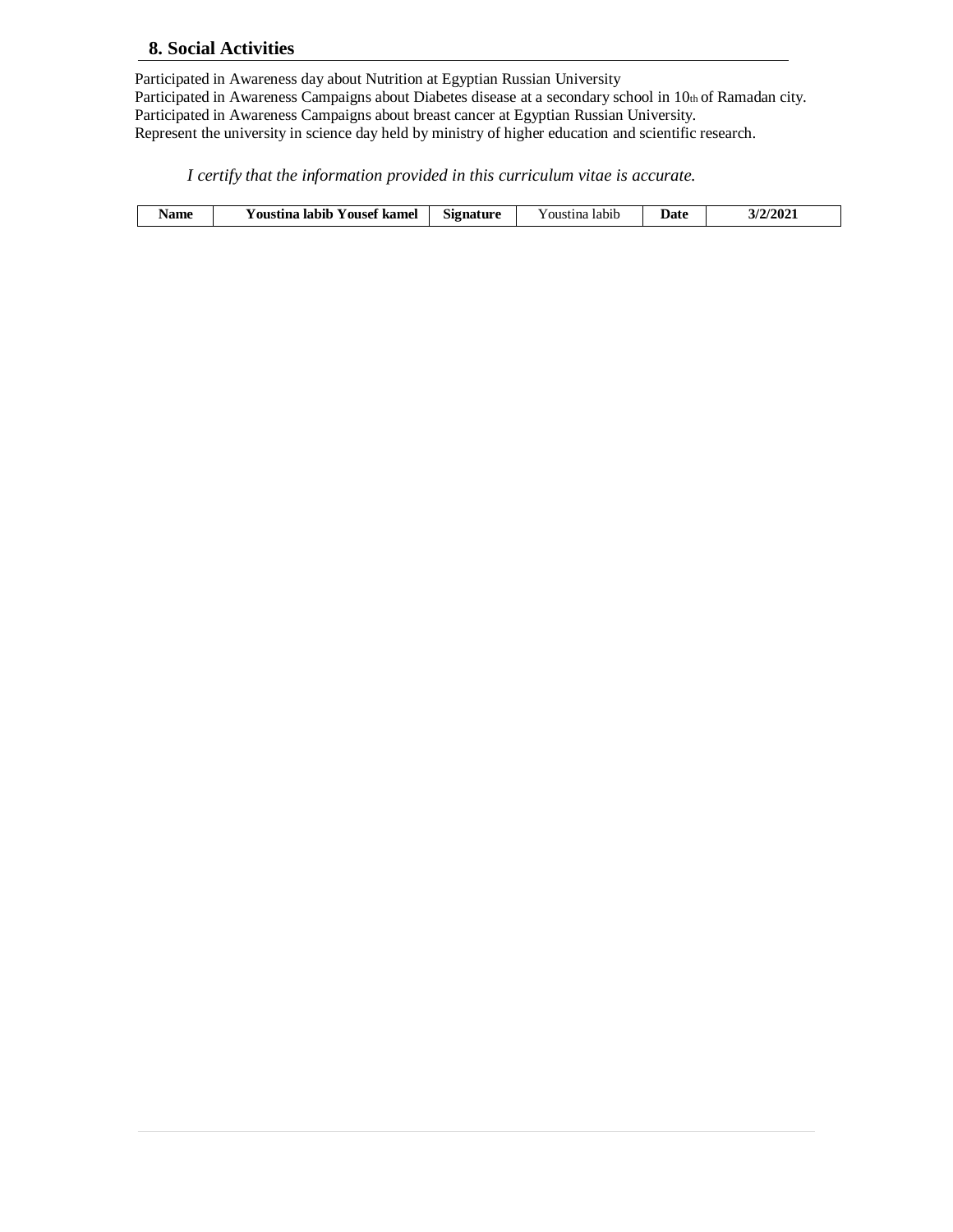## 8. Social Activities

Participated in Awareness day about Nutrition at Egyptian Russian University
Participated in Awareness Campaigns about Diabetes disease at a secondary school in 10th of Ramadan city.
Participated in Awareness Campaigns about breast cancer at Egyptian Russian University.
Represent the university in science day held by ministry of higher education and scientific research.

*I certify that the information provided in this curriculum vitae is accurate.*

| | | | | | |
|---|---|---|---|---|---|
| **Name** | **Youstina labib Yousef kamel** | **Signature** | Youstina labib | **Date** | **3/2/2021** |